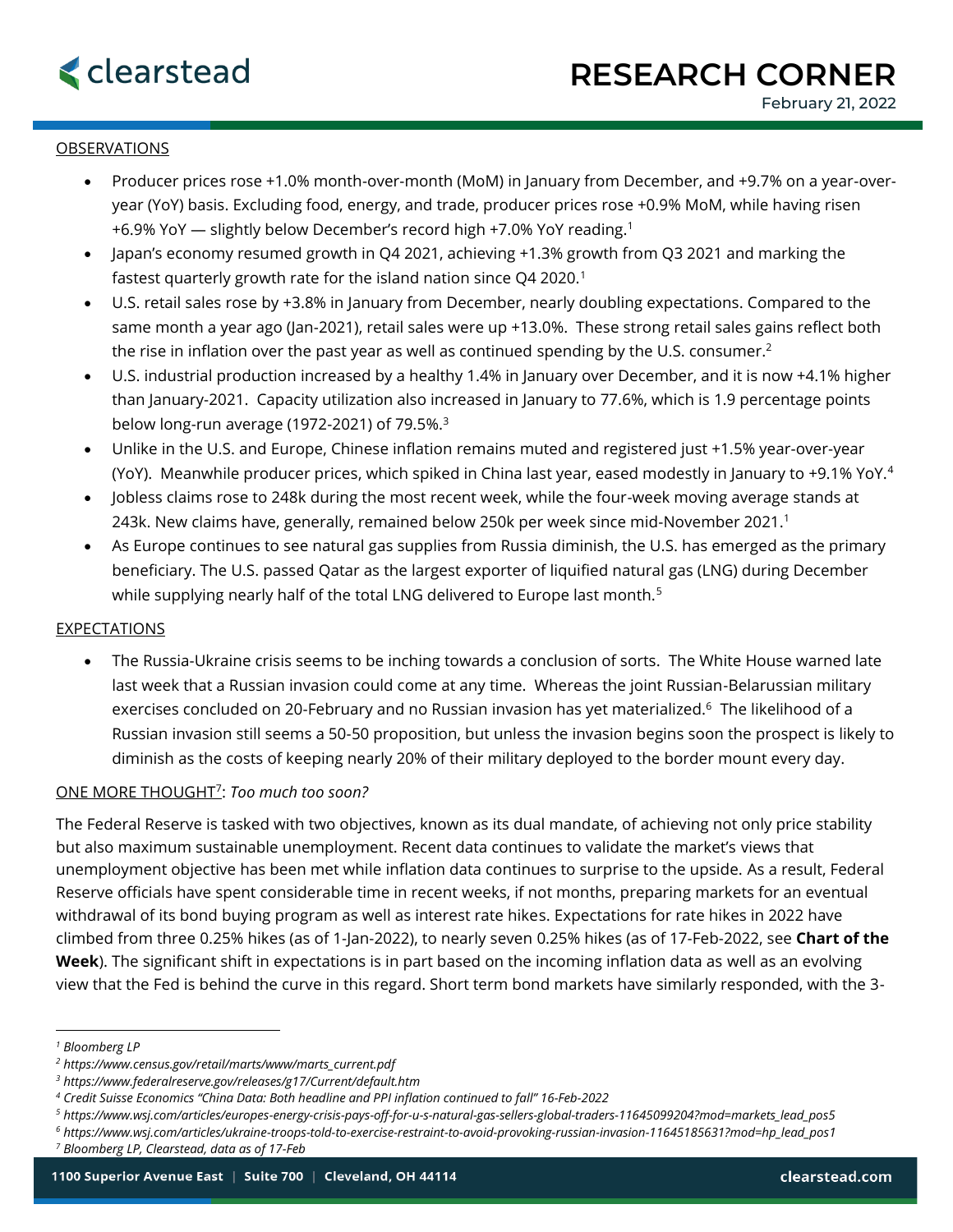# RESEARCH CORNER

February 21, 2022

## OBSERVATIONS

- Producer prices rose +1.0% month-over-month (MoM) in January from December, and +9.7% on a year-over-year (YoY) basis. Excluding food, energy, and trade, producer prices rose +0.9% MoM, while having risen +6.9% YoY — slightly below December's record high +7.0% YoY reading.[1]
- Japan's economy resumed growth in Q4 2021, achieving +1.3% growth from Q3 2021 and marking the fastest quarterly growth rate for the island nation since Q4 2020.[1]
- U.S. retail sales rose by +3.8% in January from December, nearly doubling expectations. Compared to the same month a year ago (Jan-2021), retail sales were up +13.0%. These strong retail sales gains reflect both the rise in inflation over the past year as well as continued spending by the U.S. consumer.[2]
- U.S. industrial production increased by a healthy 1.4% in January over December, and it is now +4.1% higher than January-2021. Capacity utilization also increased in January to 77.6%, which is 1.9 percentage points below long-run average (1972-2021) of 79.5%.[3]
- Unlike in the U.S. and Europe, Chinese inflation remains muted and registered just +1.5% year-over-year (YoY). Meanwhile producer prices, which spiked in China last year, eased modestly in January to +9.1% YoY.[4]
- Jobless claims rose to 248k during the most recent week, while the four-week moving average stands at 243k. New claims have, generally, remained below 250k per week since mid-November 2021.[1]
- As Europe continues to see natural gas supplies from Russia diminish, the U.S. has emerged as the primary beneficiary. The U.S. passed Qatar as the largest exporter of liquified natural gas (LNG) during December while supplying nearly half of the total LNG delivered to Europe last month.[5]

## EXPECTATIONS

- The Russia-Ukraine crisis seems to be inching towards a conclusion of sorts. The White House warned late last week that a Russian invasion could come at any time. Whereas the joint Russian-Belarussian military exercises concluded on 20-February and no Russian invasion has yet materialized.[6] The likelihood of a Russian invasion still seems a 50-50 proposition, but unless the invasion begins soon the prospect is likely to diminish as the costs of keeping nearly 20% of their military deployed to the border mount every day.

## ONE MORE THOUGHT[7]: *Too much too soon?*

The Federal Reserve is tasked with two objectives, known as its dual mandate, of achieving not only price stability but also maximum sustainable unemployment. Recent data continues to validate the market's views that unemployment objective has been met while inflation data continues to surprise to the upside. As a result, Federal Reserve officials have spent considerable time in recent weeks, if not months, preparing markets for an eventual withdrawal of its bond buying program as well as interest rate hikes. Expectations for rate hikes in 2022 have climbed from three 0.25% hikes (as of 1-Jan-2022), to nearly seven 0.25% hikes (as of 17-Feb-2022, see **Chart of the Week**). The significant shift in expectations is in part based on the incoming inflation data as well as an evolving view that the Fed is behind the curve in this regard. Short term bond markets have similarly responded, with the 3-

---

*[1] Bloomberg LP*

*[2] https://www.census.gov/retail/marts/www/marts_current.pdf*

*[3] https://www.federalreserve.gov/releases/g17/Current/default.htm*

*[4] Credit Suisse Economics "China Data: Both headline and PPI inflation continued to fall" 16-Feb-2022*

*[5] https://www.wsj.com/articles/europes-energy-crisis-pays-off-for-u-s-natural-gas-sellers-global-traders-11645099204?mod=markets_lead_pos5*

*[6] https://www.wsj.com/articles/ukraine-troops-told-to-exercise-restraint-to-avoid-provoking-russian-invasion-11645185631?mod=hp_lead_pos1*

*[7] Bloomberg LP, Clearstead, data as of 17-Feb*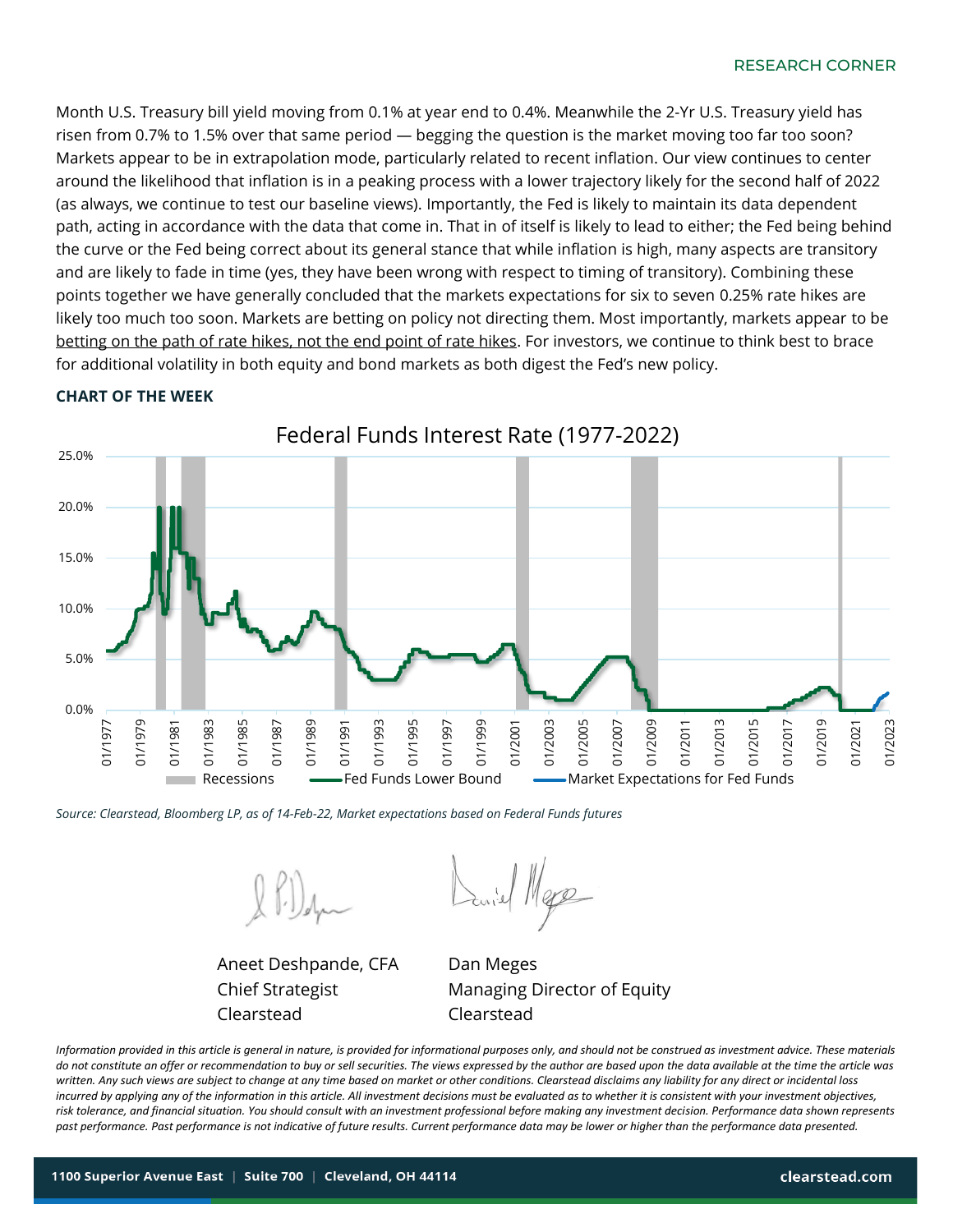Month U.S. Treasury bill yield moving from 0.1% at year end to 0.4%. Meanwhile the 2-Yr U.S. Treasury yield has risen from 0.7% to 1.5% over that same period — begging the question is the market moving too far too soon? Markets appear to be in extrapolation mode, particularly related to recent inflation. Our view continues to center around the likelihood that inflation is in a peaking process with a lower trajectory likely for the second half of 2022 (as always, we continue to test our baseline views). Importantly, the Fed is likely to maintain its data dependent path, acting in accordance with the data that come in. That in of itself is likely to lead to either; the Fed being behind the curve or the Fed being correct about its general stance that while inflation is high, many aspects are transitory and are likely to fade in time (yes, they have been wrong with respect to timing of transitory). Combining these points together we have generally concluded that the markets expectations for six to seven 0.25% rate hikes are likely too much too soon. Markets are betting on policy not directing them. Most importantly, markets appear to be betting on the path of rate hikes, not the end point of rate hikes. For investors, we continue to think best to brace for additional volatility in both equity and bond markets as both digest the Fed's new policy.

**CHART OF THE WEEK**

Federal Funds Interest Rate (1977-2022)

25.0%
20.0%
15.0%
10.0%
5.0%
0.0%

01/1977 01/1979 01/1981 01/1983 01/1985 01/1987 01/1989 01/1991 01/1993 01/1995 01/1997 01/1999 01/2001 01/2003 01/2005 01/2007 01/2009 01/2011 01/2013 01/2015 01/2017 01/2019 01/2021 01/2023

Recessions — Fed Funds Lower Bound — Market Expectations for Fed Funds

*Source: Clearstead, Bloomberg LP, as of 14-Feb-22, Market expectations based on Federal Funds futures*

Aneet Deshpande, CFA
Chief Strategist
Clearstead

Dan Meges
Managing Director of Equity
Clearstead

*Information provided in this article is general in nature, is provided for informational purposes only, and should not be construed as investment advice. These materials do not constitute an offer or recommendation to buy or sell securities. The views expressed by the author are based upon the data available at the time the article was written. Any such views are subject to change at any time based on market or other conditions. Clearstead disclaims any liability for any direct or incidental loss incurred by applying any of the information in this article. All investment decisions must be evaluated as to whether it is consistent with your investment objectives, risk tolerance, and financial situation. You should consult with an investment professional before making any investment decision. Performance data shown represents past performance. Past performance is not indicative of future results. Current performance data may be lower or higher than the performance data presented.*